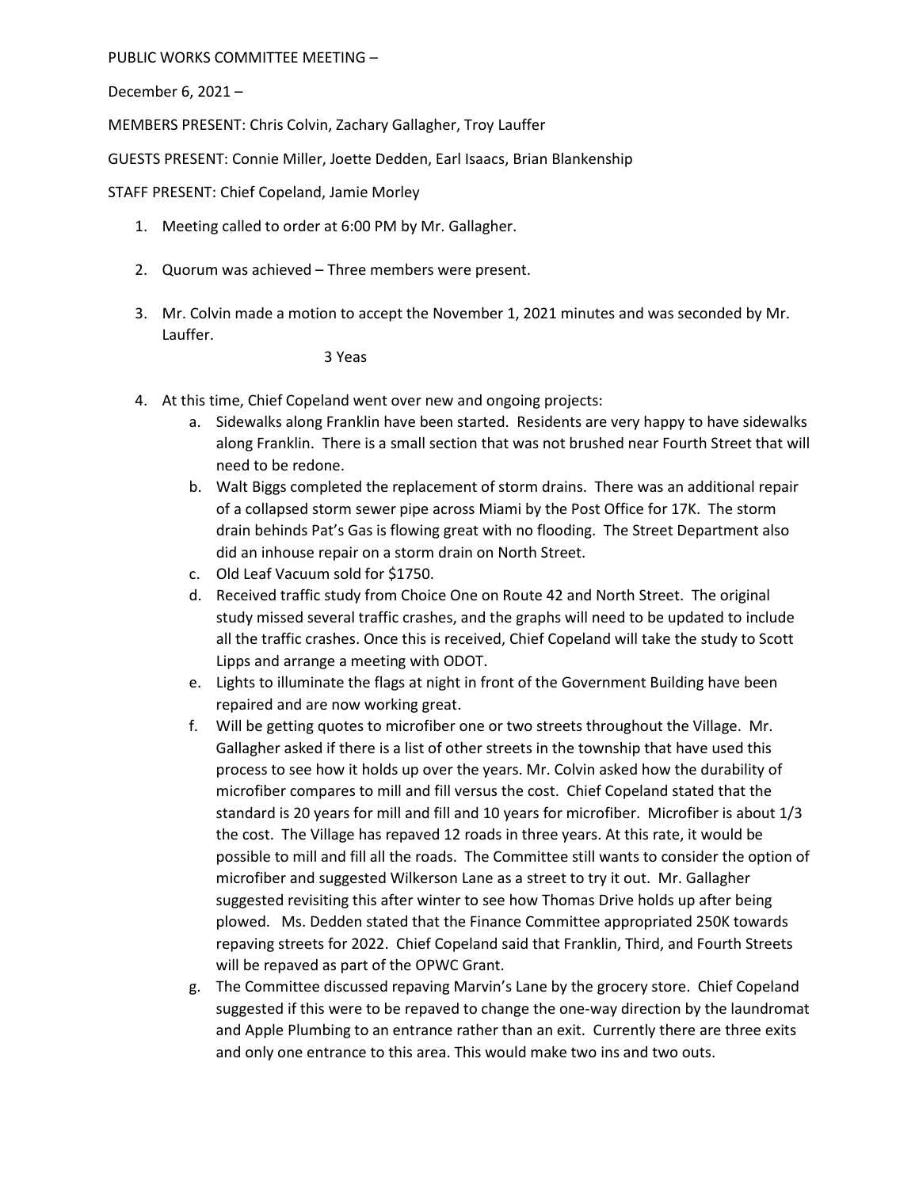PUBLIC WORKS COMMITTEE MEETING –

December 6, 2021 –

MEMBERS PRESENT: Chris Colvin, Zachary Gallagher, Troy Lauffer

GUESTS PRESENT: Connie Miller, Joette Dedden, Earl Isaacs, Brian Blankenship

STAFF PRESENT: Chief Copeland, Jamie Morley

1. Meeting called to order at 6:00 PM by Mr. Gallagher.

2. Quorum was achieved – Three members were present.

3. Mr. Colvin made a motion to accept the November 1, 2021 minutes and was seconded by Mr. Lauffer.

   3 Yeas

4. At this time, Chief Copeland went over new and ongoing projects:
   a. Sidewalks along Franklin have been started. Residents are very happy to have sidewalks along Franklin. There is a small section that was not brushed near Fourth Street that will need to be redone.
   b. Walt Biggs completed the replacement of storm drains. There was an additional repair of a collapsed storm sewer pipe across Miami by the Post Office for 17K. The storm drain behinds Pat's Gas is flowing great with no flooding. The Street Department also did an inhouse repair on a storm drain on North Street.
   c. Old Leaf Vacuum sold for $1750.
   d. Received traffic study from Choice One on Route 42 and North Street. The original study missed several traffic crashes, and the graphs will need to be updated to include all the traffic crashes. Once this is received, Chief Copeland will take the study to Scott Lipps and arrange a meeting with ODOT.
   e. Lights to illuminate the flags at night in front of the Government Building have been repaired and are now working great.
   f. Will be getting quotes to microfiber one or two streets throughout the Village. Mr. Gallagher asked if there is a list of other streets in the township that have used this process to see how it holds up over the years. Mr. Colvin asked how the durability of microfiber compares to mill and fill versus the cost. Chief Copeland stated that the standard is 20 years for mill and fill and 10 years for microfiber. Microfiber is about 1/3 the cost. The Village has repaved 12 roads in three years. At this rate, it would be possible to mill and fill all the roads. The Committee still wants to consider the option of microfiber and suggested Wilkerson Lane as a street to try it out. Mr. Gallagher suggested revisiting this after winter to see how Thomas Drive holds up after being plowed. Ms. Dedden stated that the Finance Committee appropriated 250K towards repaving streets for 2022. Chief Copeland said that Franklin, Third, and Fourth Streets will be repaved as part of the OPWC Grant.
   g. The Committee discussed repaving Marvin's Lane by the grocery store. Chief Copeland suggested if this were to be repaved to change the one-way direction by the laundromat and Apple Plumbing to an entrance rather than an exit. Currently there are three exits and only one entrance to this area. This would make two ins and two outs.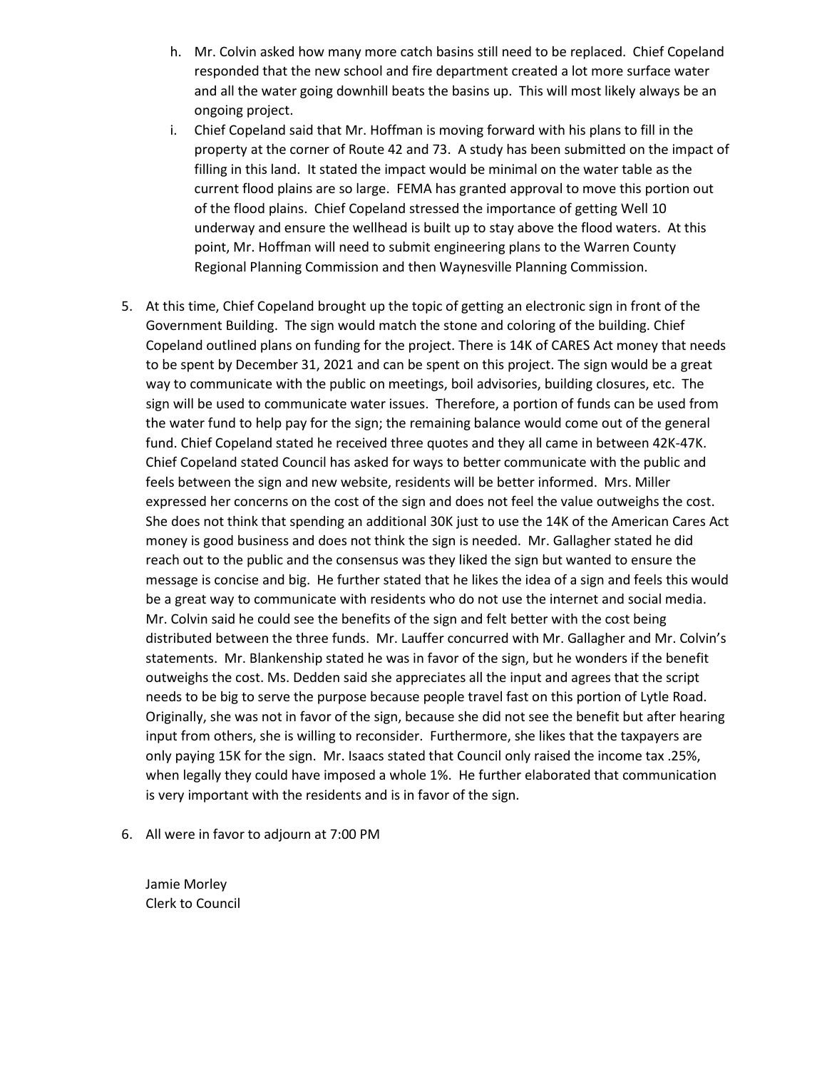h. Mr. Colvin asked how many more catch basins still need to be replaced. Chief Copeland responded that the new school and fire department created a lot more surface water and all the water going downhill beats the basins up. This will most likely always be an ongoing project.

i. Chief Copeland said that Mr. Hoffman is moving forward with his plans to fill in the property at the corner of Route 42 and 73. A study has been submitted on the impact of filling in this land. It stated the impact would be minimal on the water table as the current flood plains are so large. FEMA has granted approval to move this portion out of the flood plains. Chief Copeland stressed the importance of getting Well 10 underway and ensure the wellhead is built up to stay above the flood waters. At this point, Mr. Hoffman will need to submit engineering plans to the Warren County Regional Planning Commission and then Waynesville Planning Commission.

5. At this time, Chief Copeland brought up the topic of getting an electronic sign in front of the Government Building. The sign would match the stone and coloring of the building. Chief Copeland outlined plans on funding for the project. There is 14K of CARES Act money that needs to be spent by December 31, 2021 and can be spent on this project. The sign would be a great way to communicate with the public on meetings, boil advisories, building closures, etc. The sign will be used to communicate water issues. Therefore, a portion of funds can be used from the water fund to help pay for the sign; the remaining balance would come out of the general fund. Chief Copeland stated he received three quotes and they all came in between 42K-47K. Chief Copeland stated Council has asked for ways to better communicate with the public and feels between the sign and new website, residents will be better informed. Mrs. Miller expressed her concerns on the cost of the sign and does not feel the value outweighs the cost. She does not think that spending an additional 30K just to use the 14K of the American Cares Act money is good business and does not think the sign is needed. Mr. Gallagher stated he did reach out to the public and the consensus was they liked the sign but wanted to ensure the message is concise and big. He further stated that he likes the idea of a sign and feels this would be a great way to communicate with residents who do not use the internet and social media. Mr. Colvin said he could see the benefits of the sign and felt better with the cost being distributed between the three funds. Mr. Lauffer concurred with Mr. Gallagher and Mr. Colvin's statements. Mr. Blankenship stated he was in favor of the sign, but he wonders if the benefit outweighs the cost. Ms. Dedden said she appreciates all the input and agrees that the script needs to be big to serve the purpose because people travel fast on this portion of Lytle Road. Originally, she was not in favor of the sign, because she did not see the benefit but after hearing input from others, she is willing to reconsider. Furthermore, she likes that the taxpayers are only paying 15K for the sign. Mr. Isaacs stated that Council only raised the income tax .25%, when legally they could have imposed a whole 1%. He further elaborated that communication is very important with the residents and is in favor of the sign.

6. All were in favor to adjourn at 7:00 PM

Jamie Morley
Clerk to Council